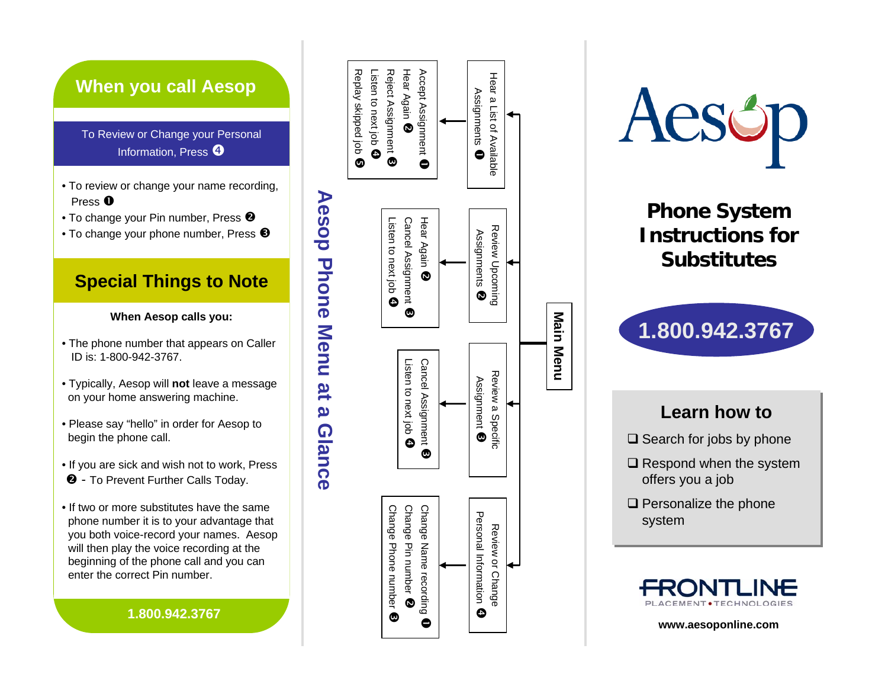## When you call Aesop

To Review or Change your Personal Information, Press ④

- To review or change your name recording, Press ❶
- To change your Pin number, Press ❷
- To change your phone number, Press ❸

## Special Things to Note

**When Aesop calls you:**

- The phone number that appears on Caller ID is: 1-800-942-3767.
- Typically, Aesop will **not** leave a message on your home answering machine.
- Please say “hello” in order for Aesop to begin the phone call.
- If you are sick and wish not to work, Press ❷ - To Prevent Further Calls Today.
- If two or more substitutes have the same phone number it is to your advantage that you both voice-record your names. Aesop will then play the voice recording at the beginning of the phone call and you can enter the correct Pin number.

**1.800.942.3767**

## Aesop Phone Menu at a Glance

**Main Menu**

- Hear a List of Available Assignments ❶
  - Accept Assignment ❶
  - Hear Again ❷
  - Reject Assignment ❸
  - Listen to next job ❹
  - Replay skipped job ❺
- Review Upcoming Assignments ❷
  - Hear Again ❷
  - Cancel Assignment ❸
  - Listen to next job ❹
- Review a Specific Assignment ❸
  - Cancel Assignment ❸
  - Listen to next job ❹
- Review or Change Personal Information ❹
  - Change Name recording ❶
  - Change Pin number ❷
  - Change Phone number ❸

# Aesop

## Phone System Instructions for Substitutes

**1.800.942.3767**

### Learn how to

- ❑ Search for jobs by phone
- ❑ Respond when the system offers you a job
- ❑ Personalize the phone system

FRONTLINE PLACEMENT • TECHNOLOGIES

**www.aesoponline.com**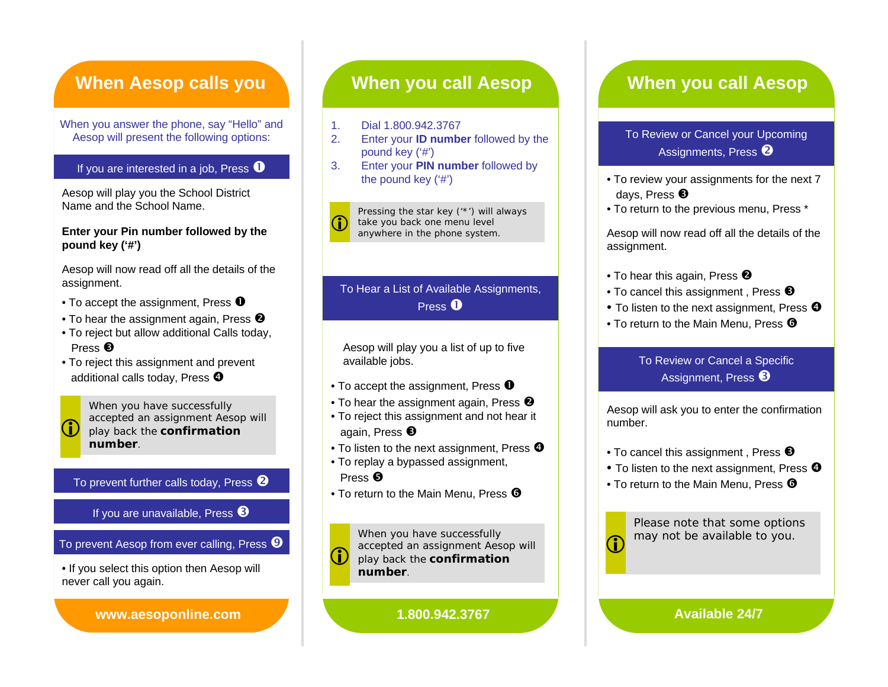## When Aesop calls you

When you answer the phone, say "Hello" and Aesop will present the following options:

### If you are interested in a job, Press ❶

Aesop will play you the School District Name and the School Name.

**Enter your Pin number followed by the pound key ('#')**

Aesop will now read off all the details of the assignment.

- To accept the assignment, Press ❶
- To hear the assignment again, Press ❷
- To reject but allow additional Calls today, Press ❸
- To reject this assignment and prevent additional calls today, Press ❹

ⓘ When you have successfully accepted an assignment Aesop will play back the **confirmation number**.

### To prevent further calls today, Press ❷

### If you are unavailable, Press ❸

### To prevent Aesop from ever calling, Press ❾

- If you select this option then Aesop will never call you again.

**www.aesoponline.com**

## When you call Aesop

1. Dial 1.800.942.3767
2. Enter your **ID number** followed by the pound key ('#')
3. Enter your **PIN number** followed by the pound key ('#')

ⓘ Pressing the star key ('*') will always take you back one menu level anywhere in the phone system.

### To Hear a List of Available Assignments, Press ❶

Aesop will play you a list of up to five available jobs.

- To accept the assignment, Press ❶
- To hear the assignment again, Press ❷
- To reject this assignment and not hear it again, Press ❸
- To listen to the next assignment, Press ❹
- To replay a bypassed assignment, Press ❺
- To return to the Main Menu, Press ❻

ⓘ When you have successfully accepted an assignment Aesop will play back the **confirmation number**.

**1.800.942.3767**

## When you call Aesop

### To Review or Cancel your Upcoming Assignments, Press ❷

- To review your assignments for the next 7 days, Press ❸
- To return to the previous menu, Press *

Aesop will now read off all the details of the assignment.

- To hear this again, Press ❷
- To cancel this assignment , Press ❸
- To listen to the next assignment, Press ❹
- To return to the Main Menu, Press ❻

### To Review or Cancel a Specific Assignment, Press ❸

Aesop will ask you to enter the confirmation number.

- To cancel this assignment , Press ❸
- To listen to the next assignment, Press ❹
- To return to the Main Menu, Press ❻

ⓘ Please note that some options may not be available to you.

**Available 24/7**